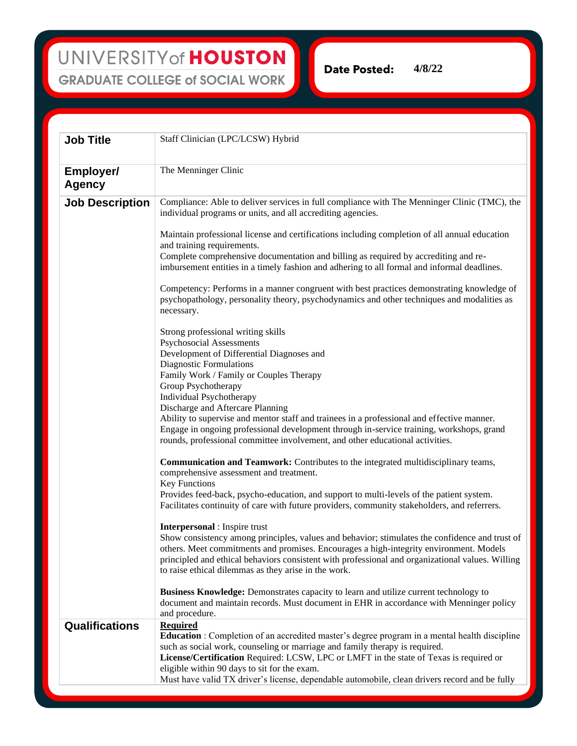UNIVERSITY of HOUSTON
GRADUATE COLLEGE of SOCIAL WORK

**Date Posted:** 4/8/22

| | |
|---|---|
| **Job Title** | Staff Clinician (LPC/LCSW) Hybrid |
| **Employer/ Agency** | The Menninger Clinic |
| **Job Description** | Compliance: Able to deliver services in full compliance with The Menninger Clinic (TMC), the individual programs or units, and all accrediting agencies.<br><br>Maintain professional license and certifications including completion of all annual education and training requirements.<br>Complete comprehensive documentation and billing as required by accrediting and re-imbursement entities in a timely fashion and adhering to all formal and informal deadlines.<br><br>Competency: Performs in a manner congruent with best practices demonstrating knowledge of psychopathology, personality theory, psychodynamics and other techniques and modalities as necessary.<br><br>Strong professional writing skills<br>Psychosocial Assessments<br>Development of Differential Diagnoses and<br>Diagnostic Formulations<br>Family Work / Family or Couples Therapy<br>Group Psychotherapy<br>Individual Psychotherapy<br>Discharge and Aftercare Planning<br>Ability to supervise and mentor staff and trainees in a professional and effective manner.<br>Engage in ongoing professional development through in-service training, workshops, grand rounds, professional committee involvement, and other educational activities.<br><br>**Communication and Teamwork:** Contributes to the integrated multidisciplinary teams, comprehensive assessment and treatment.<br>Key Functions<br>Provides feed-back, psycho-education, and support to multi-levels of the patient system.<br>Facilitates continuity of care with future providers, community stakeholders, and referrers.<br><br>**Interpersonal** : Inspire trust<br>Show consistency among principles, values and behavior; stimulates the confidence and trust of others. Meet commitments and promises. Encourages a high-integrity environment. Models principled and ethical behaviors consistent with professional and organizational values. Willing to raise ethical dilemmas as they arise in the work.<br><br>**Business Knowledge:** Demonstrates capacity to learn and utilize current technology to document and maintain records. Must document in EHR in accordance with Menninger policy and procedure. |
| **Qualifications** | **Required**<br>**Education** : Completion of an accredited master's degree program in a mental health discipline such as social work, counseling or marriage and family therapy is required.<br>**License/Certification** Required: LCSW, LPC or LMFT in the state of Texas is required or eligible within 90 days to sit for the exam.<br>Must have valid TX driver's license, dependable automobile, clean drivers record and be fully |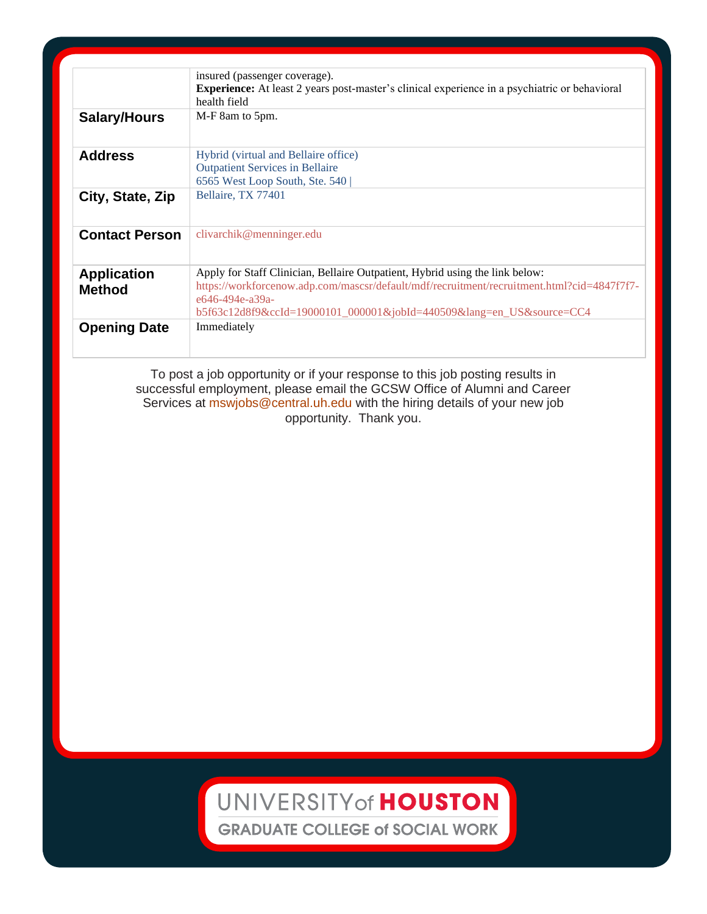| | |
|---|---|
| | insured (passenger coverage).<br>**Experience:** At least 2 years post-master's clinical experience in a psychiatric or behavioral health field |
| **Salary/Hours** | M-F 8am to 5pm. |
| **Address** | Hybrid (virtual and Bellaire office)<br>Outpatient Services in Bellaire<br>6565 West Loop South, Ste. 540 \| |
| **City, State, Zip** | Bellaire, TX 77401 |
| **Contact Person** | clivarchik@menninger.edu |
| **Application Method** | Apply for Staff Clinician, Bellaire Outpatient, Hybrid using the link below:<br>https://workforcenow.adp.com/mascsr/default/mdf/recruitment/recruitment.html?cid=4847f7f7-e646-494e-a39a-b5f63c12d8f9&ccId=19000101_000001&jobId=440509&lang=en_US&source=CC4 |
| **Opening Date** | Immediately |

To post a job opportunity or if your response to this job posting results in successful employment, please email the GCSW Office of Alumni and Career Services at mswjobs@central.uh.edu with the hiring details of your new job opportunity. Thank you.

UNIVERSITY of HOUSTON
GRADUATE COLLEGE of SOCIAL WORK